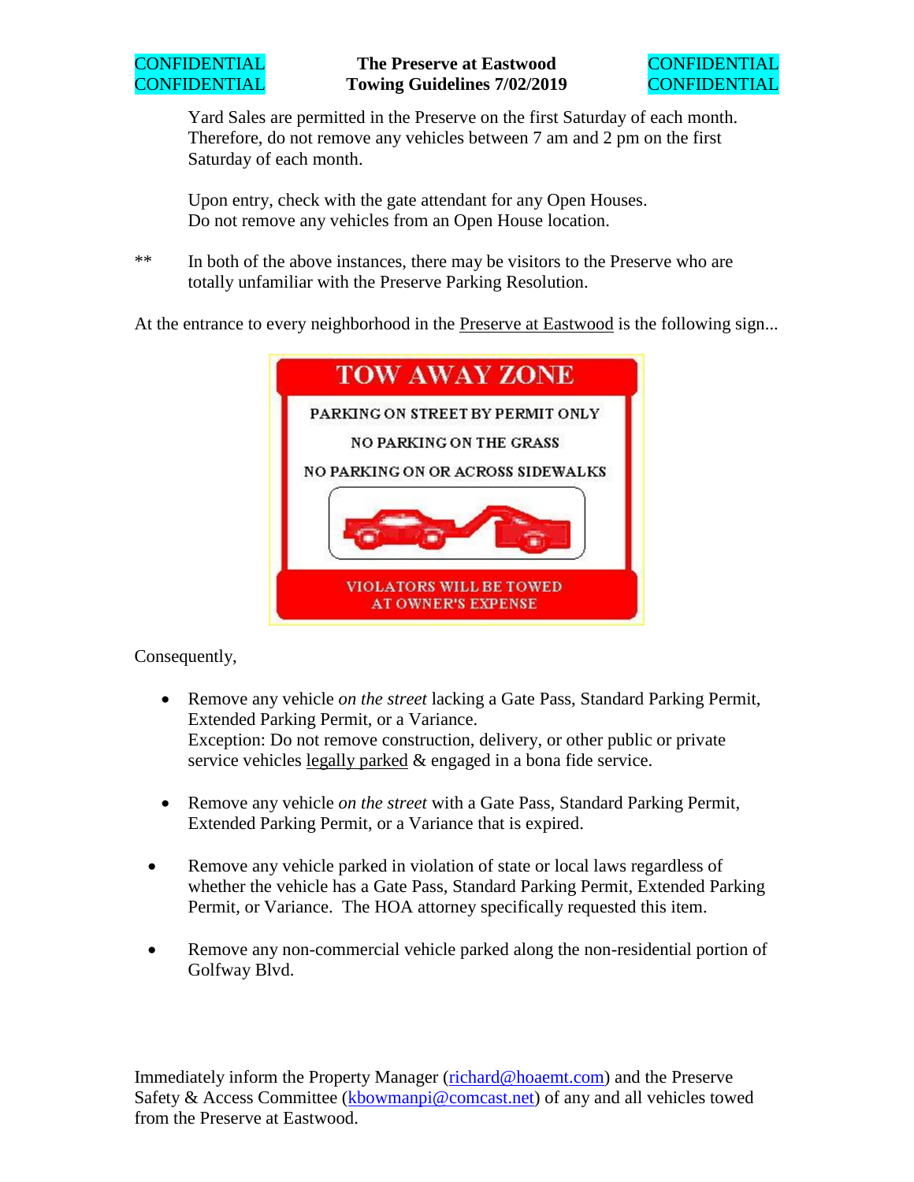CONFIDENTIAL
CONFIDENTIAL

**The Preserve at Eastwood**
**Towing Guidelines 7/02/2019**

CONFIDENTIAL
CONFIDENTIAL

Yard Sales are permitted in the Preserve on the first Saturday of each month. Therefore, do not remove any vehicles between 7 am and 2 pm on the first Saturday of each month.

Upon entry, check with the gate attendant for any Open Houses.
Do not remove any vehicles from an Open House location.

** In both of the above instances, there may be visitors to the Preserve who are totally unfamiliar with the Preserve Parking Resolution.

At the entrance to every neighborhood in the Preserve at Eastwood is the following sign...

TOW AWAY ZONE

PARKING ON STREET BY PERMIT ONLY

NO PARKING ON THE GRASS

NO PARKING ON OR ACROSS SIDEWALKS

VIOLATORS WILL BE TOWED
AT OWNER'S EXPENSE

Consequently,

- Remove any vehicle *on the street* lacking a Gate Pass, Standard Parking Permit, Extended Parking Permit, or a Variance.
  Exception: Do not remove construction, delivery, or other public or private service vehicles legally parked & engaged in a bona fide service.

- Remove any vehicle *on the street* with a Gate Pass, Standard Parking Permit, Extended Parking Permit, or a Variance that is expired.

- Remove any vehicle parked in violation of state or local laws regardless of whether the vehicle has a Gate Pass, Standard Parking Permit, Extended Parking Permit, or Variance. The HOA attorney specifically requested this item.

- Remove any non-commercial vehicle parked along the non-residential portion of Golfway Blvd.

Immediately inform the Property Manager (richard@hoaemt.com) and the Preserve Safety & Access Committee (kbowmanpi@comcast.net) of any and all vehicles towed from the Preserve at Eastwood.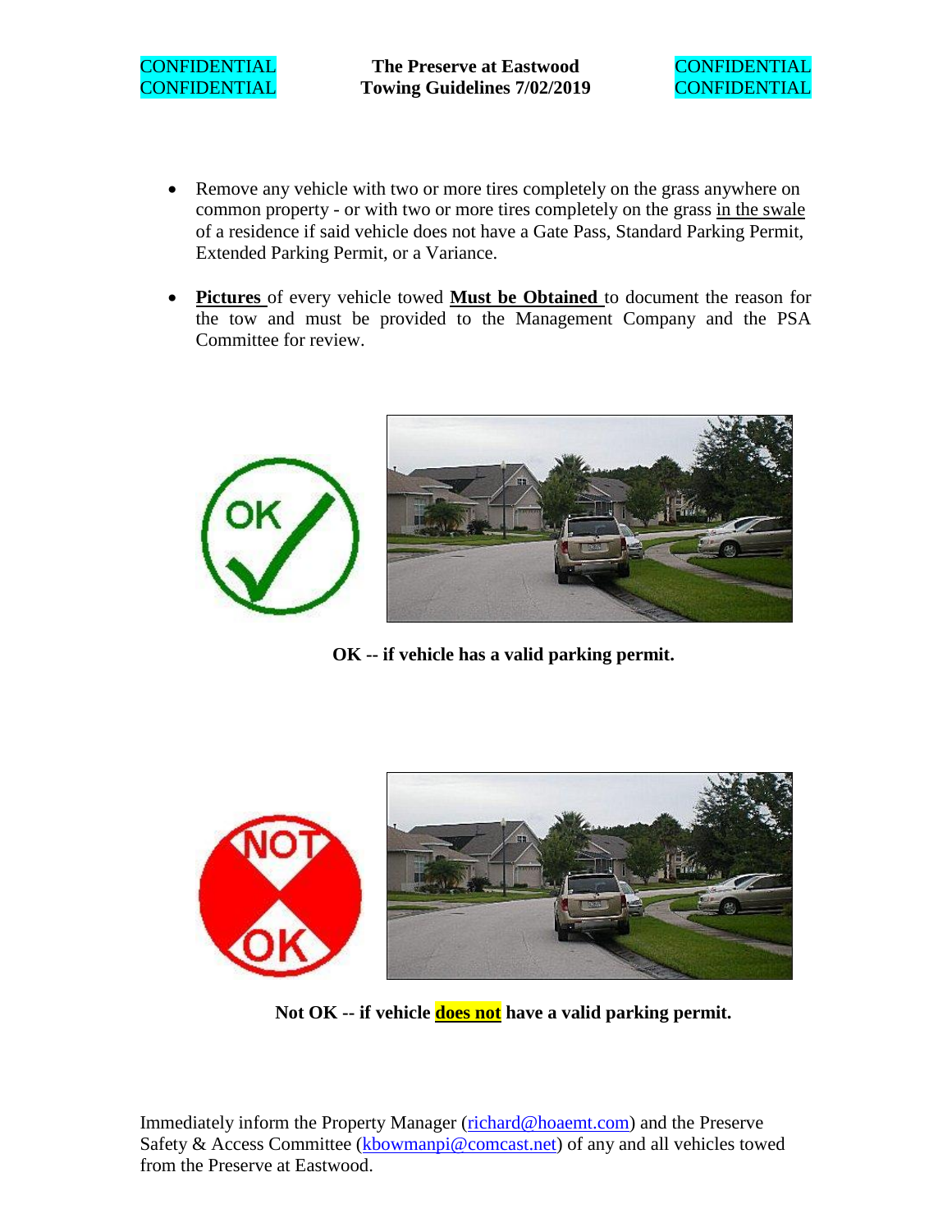- Remove any vehicle with two or more tires completely on the grass anywhere on common property - or with two or more tires completely on the grass <u>in the swale</u> of a residence if said vehicle does not have a Gate Pass, Standard Parking Permit, Extended Parking Permit, or a Variance.

- **<u>Pictures</u>** of every vehicle towed **<u>Must be Obtained</u>** to document the reason for the tow and must be provided to the Management Company and the PSA Committee for review.

**OK -- if vehicle has a valid parking permit.**

**Not OK -- if vehicle <u>does not</u> have a valid parking permit.**

Immediately inform the Property Manager (richard@hoaemt.com) and the Preserve Safety & Access Committee (kbowmanpi@comcast.net) of any and all vehicles towed from the Preserve at Eastwood.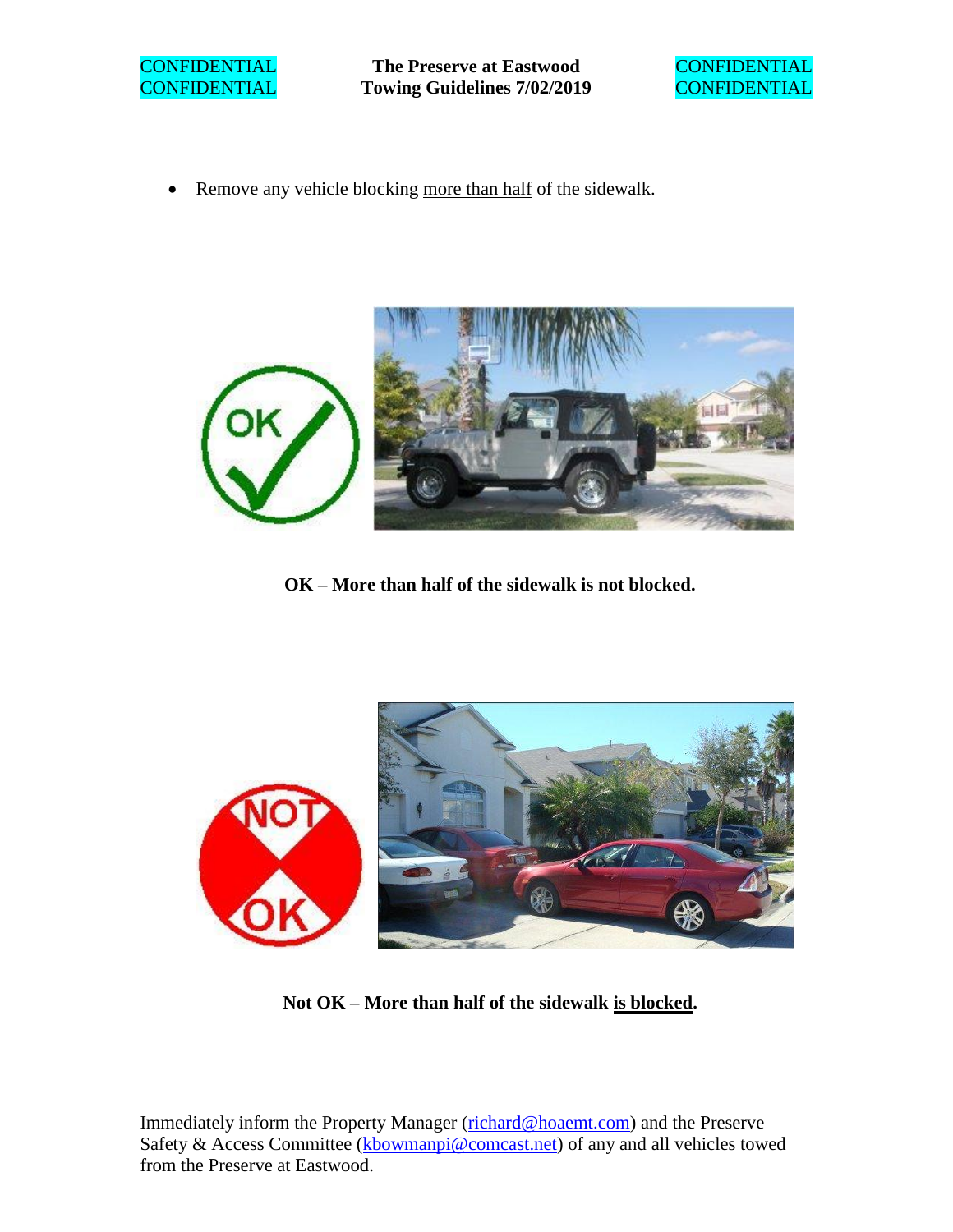- Remove any vehicle blocking <u>more than half</u> of the sidewalk.

**OK – More than half of the sidewalk is not blocked.**

**Not OK – More than half of the sidewalk <u>is blocked</u>.**

Immediately inform the Property Manager (richard@hoaemt.com) and the Preserve Safety & Access Committee (kbowmanpi@comcast.net) of any and all vehicles towed from the Preserve at Eastwood.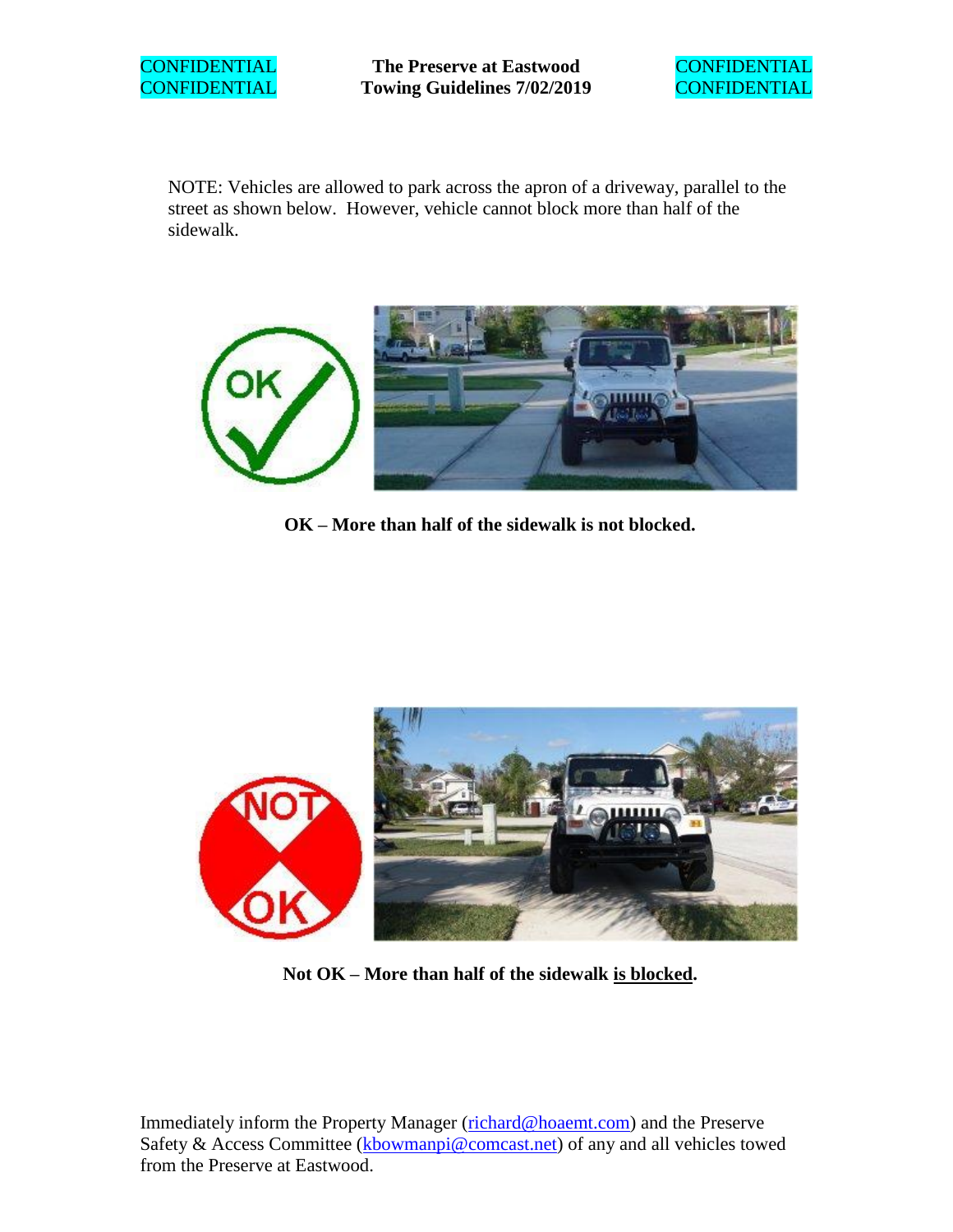NOTE: Vehicles are allowed to park across the apron of a driveway, parallel to the street as shown below. However, vehicle cannot block more than half of the sidewalk.

**OK – More than half of the sidewalk is not blocked.**

**Not OK – More than half of the sidewalk is blocked.**

Immediately inform the Property Manager (richard@hoaemt.com) and the Preserve Safety & Access Committee (kbowmanpi@comcast.net) of any and all vehicles towed from the Preserve at Eastwood.